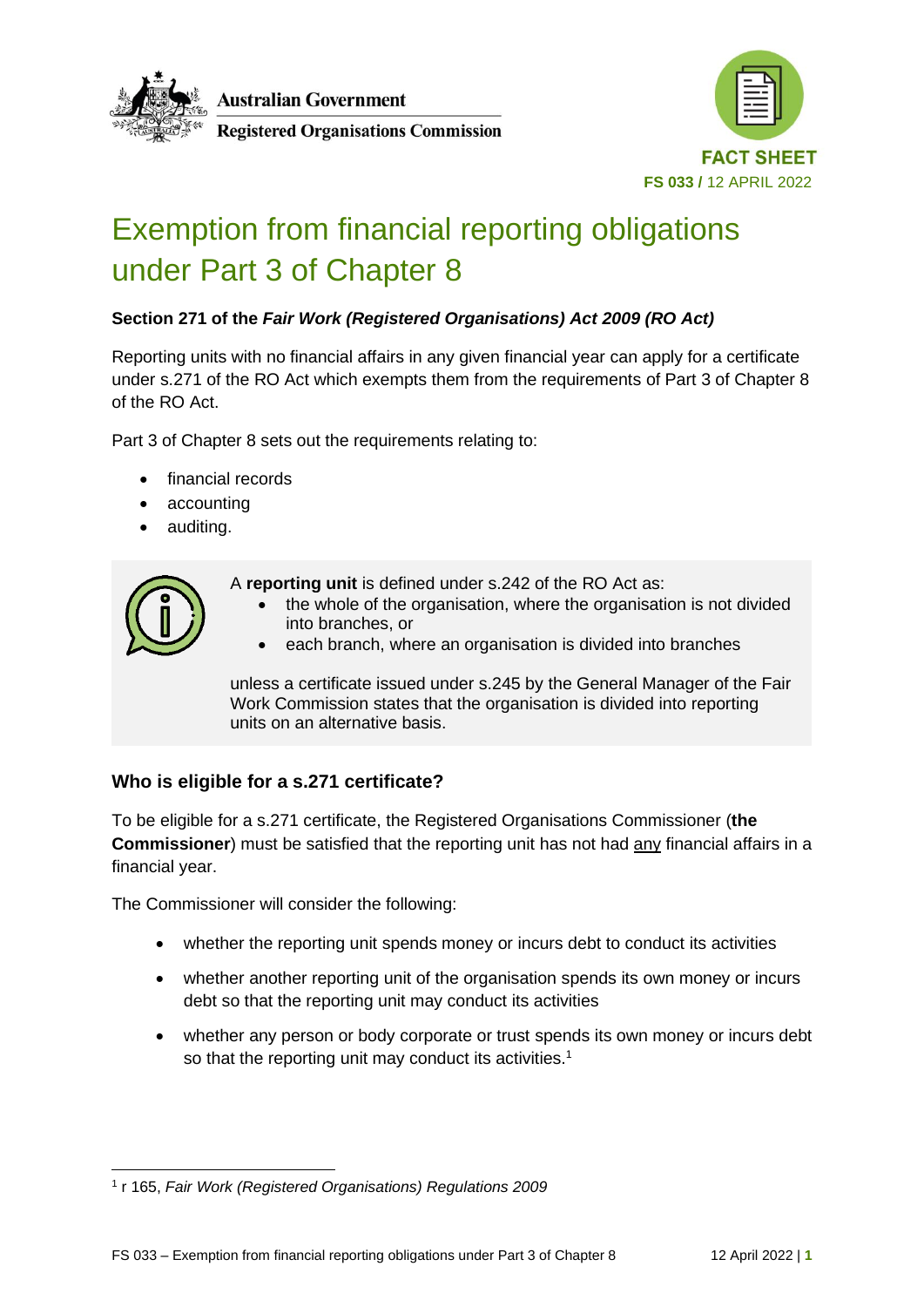Australian Government

Registered Organisations Commission

FACT SHEET

**FS 033 /** 12 APRIL 2022

# Exemption from financial reporting obligations under Part 3 of Chapter 8

**Section 271 of the *Fair Work (Registered Organisations) Act 2009 (RO Act)***

Reporting units with no financial affairs in any given financial year can apply for a certificate under s.271 of the RO Act which exempts them from the requirements of Part 3 of Chapter 8 of the RO Act.

Part 3 of Chapter 8 sets out the requirements relating to:

- financial records
- accounting
- auditing.

> A **reporting unit** is defined under s.242 of the RO Act as:
>
> - the whole of the organisation, where the organisation is not divided into branches, or
> - each branch, where an organisation is divided into branches
>
> unless a certificate issued under s.245 by the General Manager of the Fair Work Commission states that the organisation is divided into reporting units on an alternative basis.

## Who is eligible for a s.271 certificate?

To be eligible for a s.271 certificate, the Registered Organisations Commissioner (**the Commissioner**) must be satisfied that the reporting unit has not had any financial affairs in a financial year.

The Commissioner will consider the following:

- whether the reporting unit spends money or incurs debt to conduct its activities
- whether another reporting unit of the organisation spends its own money or incurs debt so that the reporting unit may conduct its activities
- whether any person or body corporate or trust spends its own money or incurs debt so that the reporting unit may conduct its activities.[1]

[1] r 165, *Fair Work (Registered Organisations) Regulations 2009*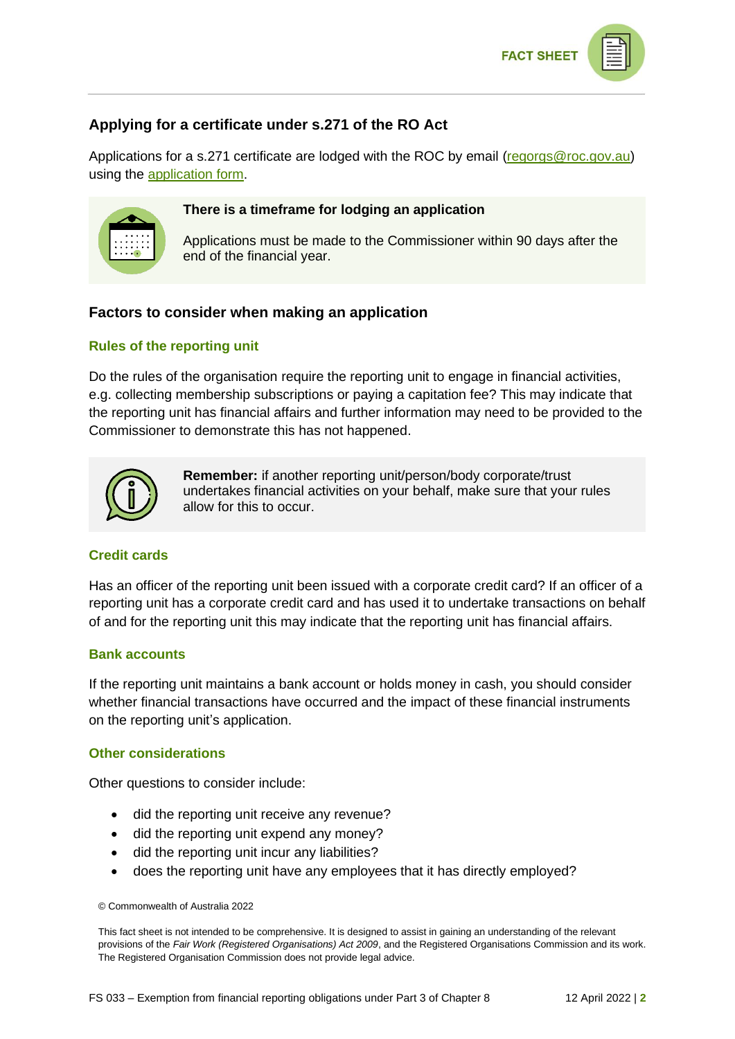## Applying for a certificate under s.271 of the RO Act

Applications for a s.271 certificate are lodged with the ROC by email (regorgs@roc.gov.au) using the application form.

**There is a timeframe for lodging an application**

Applications must be made to the Commissioner within 90 days after the end of the financial year.

## Factors to consider when making an application

### Rules of the reporting unit

Do the rules of the organisation require the reporting unit to engage in financial activities, e.g. collecting membership subscriptions or paying a capitation fee? This may indicate that the reporting unit has financial affairs and further information may need to be provided to the Commissioner to demonstrate this has not happened.

**Remember:** if another reporting unit/person/body corporate/trust undertakes financial activities on your behalf, make sure that your rules allow for this to occur.

### Credit cards

Has an officer of the reporting unit been issued with a corporate credit card? If an officer of a reporting unit has a corporate credit card and has used it to undertake transactions on behalf of and for the reporting unit this may indicate that the reporting unit has financial affairs.

### Bank accounts

If the reporting unit maintains a bank account or holds money in cash, you should consider whether financial transactions have occurred and the impact of these financial instruments on the reporting unit's application.

### Other considerations

Other questions to consider include:

- did the reporting unit receive any revenue?
- did the reporting unit expend any money?
- did the reporting unit incur any liabilities?
- does the reporting unit have any employees that it has directly employed?

© Commonwealth of Australia 2022

This fact sheet is not intended to be comprehensive. It is designed to assist in gaining an understanding of the relevant provisions of the *Fair Work (Registered Organisations) Act 2009*, and the Registered Organisations Commission and its work. The Registered Organisation Commission does not provide legal advice.